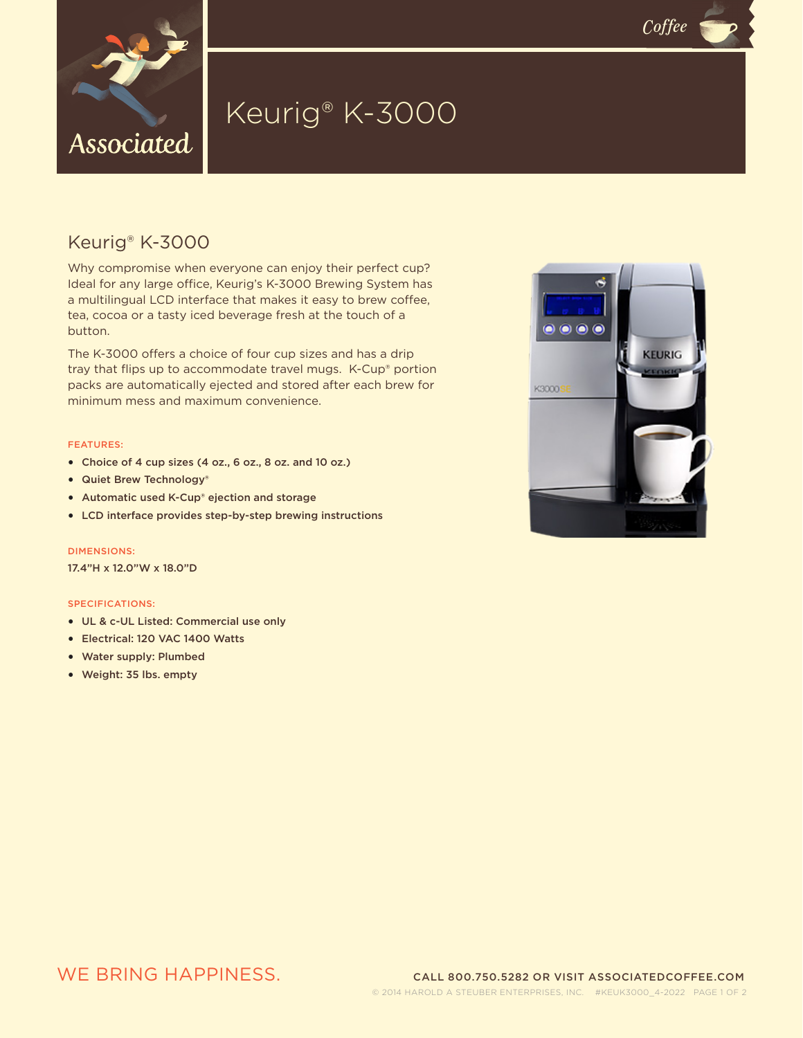# Keurig® K-3000

## Keurig® K-3000

Why compromise when everyone can enjoy their perfect cup? Ideal for any large office, Keurig's K-3000 Brewing System has a multilingual LCD interface that makes it easy to brew coffee, tea, cocoa or a tasty iced beverage fresh at the touch of a button.

The K-3000 offers a choice of four cup sizes and has a drip tray that flips up to accommodate travel mugs. K-Cup® portion packs are automatically ejected and stored after each brew for minimum mess and maximum convenience.

### FEATURES:

- **Choice of 4 cup sizes (4 oz., 6 oz., 8 oz. and 10 oz.)**
- **Quiet Brew Technology®**
- **Automatic used K-Cup® ejection and storage**
- **LCD interface provides step-by-step brewing instructions**

### DIMENSIONS:

**17.4"H x 12.0"W x 18.0"D**

### SPECIFICATIONS:

- **UL & c-UL Listed: Commercial use only**
- **Electrical: 120 VAC 1400 Watts**
- **Water supply: Plumbed**
- **Weight: 35 lbs. empty**

WE BRING HAPPINESS.

**CALL 800.750.5282 OR VISIT ASSOCIATEDCOFFEE.COM**

© 2014 HAROLD A STEUBER ENTERPRISES, INC. #KEUK3000_4-2022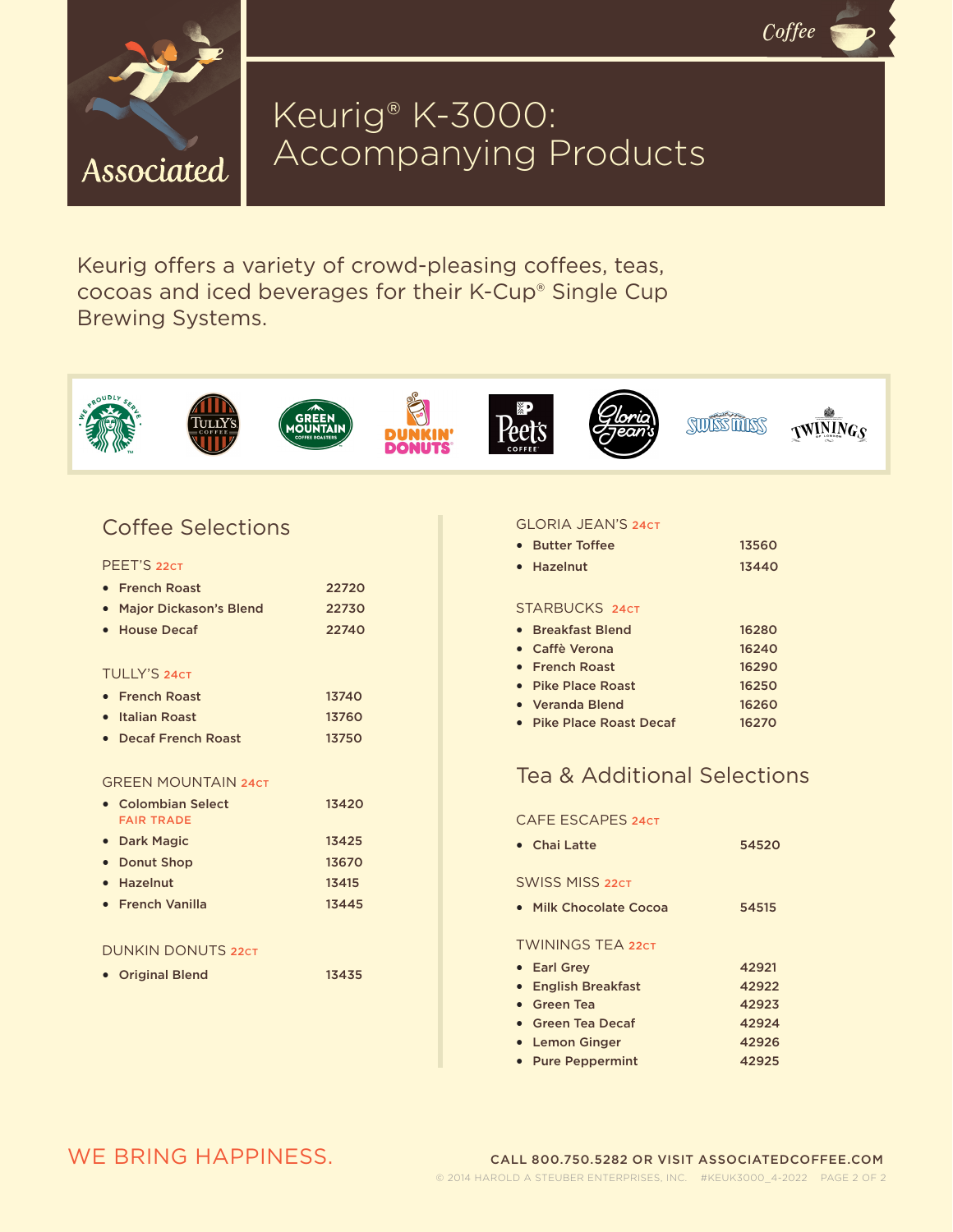Associated

Coffee

# Keurig® K-3000: Accompanying Products

Keurig offers a variety of crowd-pleasing coffees, teas, cocoas and iced beverages for their K-Cup® Single Cup Brewing Systems.

## Coffee Selections

### PEET'S 22CT

- French Roast 22720
- Major Dickason's Blend 22730
- House Decaf 22740

### TULLY'S 24CT

- French Roast 13740
- Italian Roast 13760
- Decaf French Roast 13750

### GREEN MOUNTAIN 24CT

- Colombian Select 13420
  FAIR TRADE
- Dark Magic 13425
- Donut Shop 13670
- Hazelnut 13415
- French Vanilla 13445

### DUNKIN DONUTS 22CT

- Original Blend 13435

### GLORIA JEAN'S 24CT

- Butter Toffee 13560
- Hazelnut 13440

### STARBUCKS 24CT

- Breakfast Blend 16280
- Caffè Verona 16240
- French Roast 16290
- Pike Place Roast 16250
- Veranda Blend 16260
- Pike Place Roast Decaf 16270

## Tea & Additional Selections

### CAFE ESCAPES 24CT

- Chai Latte 54520

### SWISS MISS 22CT

- Milk Chocolate Cocoa 54515

### TWININGS TEA 22CT

- Earl Grey 42921
- English Breakfast 42922
- Green Tea 42923
- Green Tea Decaf 42924
- Lemon Ginger 42926
- Pure Peppermint 42925

WE BRING HAPPINESS.

CALL 800.750.5282 OR VISIT ASSOCIATEDCOFFEE.COM

© 2014 HAROLD A STEUBER ENTERPRISES, INC. #KEUK3000_4-2022